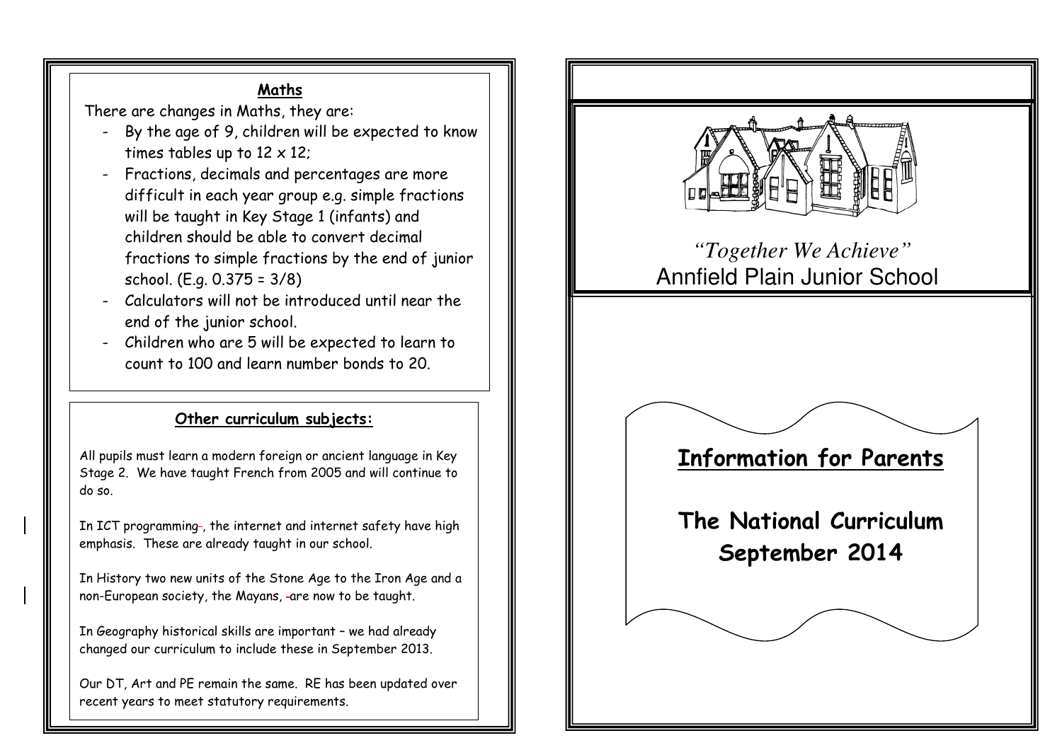## Maths

There are changes in Maths, they are:

- By the age of 9, children will be expected to know times tables up to 12 x 12;
- Fractions, decimals and percentages are more difficult in each year group e.g. simple fractions will be taught in Key Stage 1 (infants) and children should be able to convert decimal fractions to simple fractions by the end of junior school. (E.g. 0.375 = 3/8)
- Calculators will not be introduced until near the end of the junior school.
- Children who are 5 will be expected to learn to count to 100 and learn number bonds to 20.

## Other curriculum subjects:

All pupils must learn a modern foreign or ancient language in Key Stage 2. We have taught French from 2005 and will continue to do so.

In ICT programming, the internet and internet safety have high emphasis. These are already taught in our school.

In History two new units of the Stone Age to the Iron Age and a non-European society, the Mayans, are now to be taught.

In Geography historical skills are important – we had already changed our curriculum to include these in September 2013.

Our DT, Art and PE remain the same. RE has been updated over recent years to meet statutory requirements.

*"Together We Achieve"*

Annfield Plain Junior School

# Information for Parents

# The National Curriculum September 2014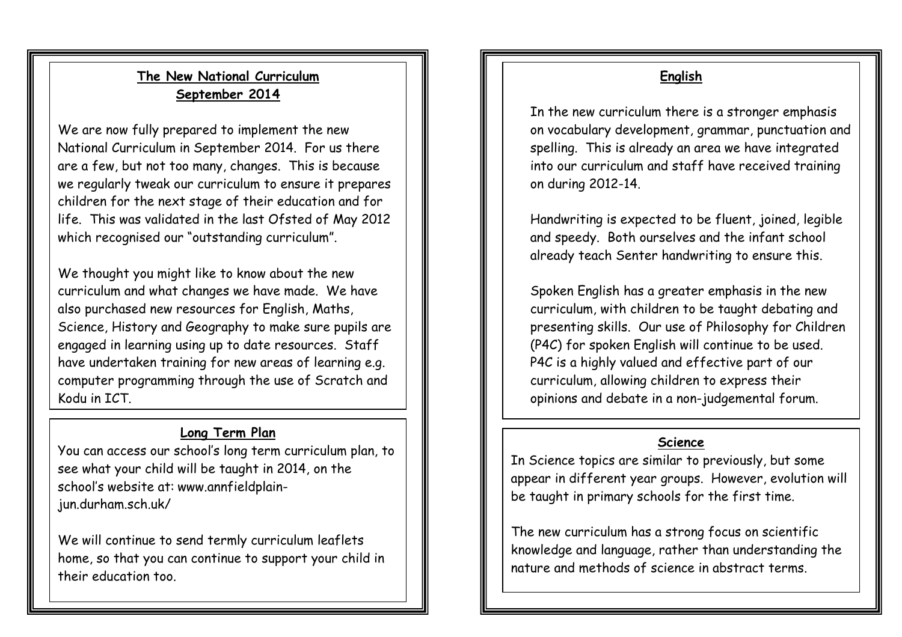## The New National Curriculum
## September 2014

We are now fully prepared to implement the new National Curriculum in September 2014. For us there are a few, but not too many, changes. This is because we regularly tweak our curriculum to ensure it prepares children for the next stage of their education and for life. This was validated in the last Ofsted of May 2012 which recognised our "outstanding curriculum".

We thought you might like to know about the new curriculum and what changes we have made. We have also purchased new resources for English, Maths, Science, History and Geography to make sure pupils are engaged in learning using up to date resources. Staff have undertaken training for new areas of learning e.g. computer programming through the use of Scratch and Kodu in ICT.

## Long Term Plan

You can access our school's long term curriculum plan, to see what your child will be taught in 2014, on the school's website at: www.annfieldplain-jun.durham.sch.uk/

We will continue to send termly curriculum leaflets home, so that you can continue to support your child in their education too.

## English

In the new curriculum there is a stronger emphasis on vocabulary development, grammar, punctuation and spelling. This is already an area we have integrated into our curriculum and staff have received training on during 2012-14.

Handwriting is expected to be fluent, joined, legible and speedy. Both ourselves and the infant school already teach Senter handwriting to ensure this.

Spoken English has a greater emphasis in the new curriculum, with children to be taught debating and presenting skills. Our use of Philosophy for Children (P4C) for spoken English will continue to be used. P4C is a highly valued and effective part of our curriculum, allowing children to express their opinions and debate in a non-judgemental forum.

## Science

In Science topics are similar to previously, but some appear in different year groups. However, evolution will be taught in primary schools for the first time.

The new curriculum has a strong focus on scientific knowledge and language, rather than understanding the nature and methods of science in abstract terms.